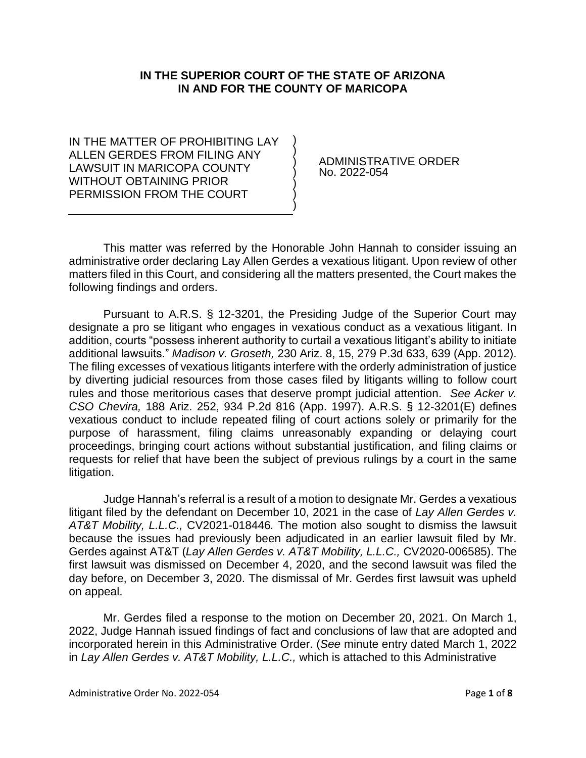**IN THE SUPERIOR COURT OF THE STATE OF ARIZONA**
**IN AND FOR THE COUNTY OF MARICOPA**

| IN THE MATTER OF PROHIBITING LAY ALLEN GERDES FROM FILING ANY LAWSUIT IN MARICOPA COUNTY WITHOUT OBTAINING PRIOR PERMISSION FROM THE COURT | ) | ADMINISTRATIVE ORDER No. 2022-054 |
|---|---|---|

This matter was referred by the Honorable John Hannah to consider issuing an administrative order declaring Lay Allen Gerdes a vexatious litigant. Upon review of other matters filed in this Court, and considering all the matters presented, the Court makes the following findings and orders.

Pursuant to A.R.S. § 12-3201, the Presiding Judge of the Superior Court may designate a pro se litigant who engages in vexatious conduct as a vexatious litigant. In addition, courts "possess inherent authority to curtail a vexatious litigant's ability to initiate additional lawsuits." *Madison v. Groseth,* 230 Ariz. 8, 15, 279 P.3d 633, 639 (App. 2012). The filing excesses of vexatious litigants interfere with the orderly administration of justice by diverting judicial resources from those cases filed by litigants willing to follow court rules and those meritorious cases that deserve prompt judicial attention. *See Acker v. CSO Chevira,* 188 Ariz. 252, 934 P.2d 816 (App. 1997). A.R.S. § 12-3201(E) defines vexatious conduct to include repeated filing of court actions solely or primarily for the purpose of harassment, filing claims unreasonably expanding or delaying court proceedings, bringing court actions without substantial justification, and filing claims or requests for relief that have been the subject of previous rulings by a court in the same litigation.

Judge Hannah's referral is a result of a motion to designate Mr. Gerdes a vexatious litigant filed by the defendant on December 10, 2021 in the case of *Lay Allen Gerdes v. AT&T Mobility, L.L.C.,* CV2021-018446*.* The motion also sought to dismiss the lawsuit because the issues had previously been adjudicated in an earlier lawsuit filed by Mr. Gerdes against AT&T (*Lay Allen Gerdes v. AT&T Mobility, L.L.C.,* CV2020-006585). The first lawsuit was dismissed on December 4, 2020, and the second lawsuit was filed the day before, on December 3, 2020. The dismissal of Mr. Gerdes first lawsuit was upheld on appeal.

Mr. Gerdes filed a response to the motion on December 20, 2021. On March 1, 2022, Judge Hannah issued findings of fact and conclusions of law that are adopted and incorporated herein in this Administrative Order. (*See* minute entry dated March 1, 2022 in *Lay Allen Gerdes v. AT&T Mobility, L.L.C.,* which is attached to this Administrative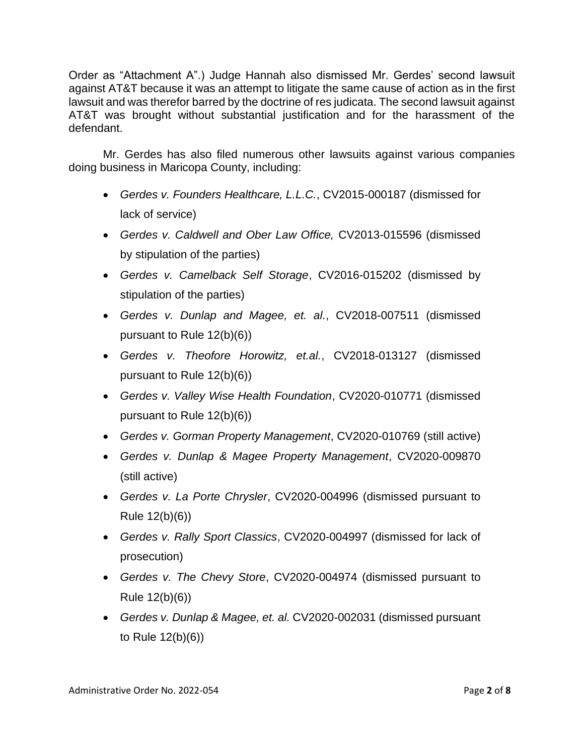Order as "Attachment A".) Judge Hannah also dismissed Mr. Gerdes' second lawsuit against AT&T because it was an attempt to litigate the same cause of action as in the first lawsuit and was therefor barred by the doctrine of res judicata. The second lawsuit against AT&T was brought without substantial justification and for the harassment of the defendant.

Mr. Gerdes has also filed numerous other lawsuits against various companies doing business in Maricopa County, including:

- *Gerdes v. Founders Healthcare, L.L.C.*, CV2015-000187 (dismissed for lack of service)
- *Gerdes v. Caldwell and Ober Law Office,* CV2013-015596 (dismissed by stipulation of the parties)
- *Gerdes v. Camelback Self Storage*, CV2016-015202 (dismissed by stipulation of the parties)
- *Gerdes v. Dunlap and Magee, et. al.*, CV2018-007511 (dismissed pursuant to Rule 12(b)(6))
- *Gerdes v. Theofore Horowitz, et.al.*, CV2018-013127 (dismissed pursuant to Rule 12(b)(6))
- *Gerdes v. Valley Wise Health Foundation*, CV2020-010771 (dismissed pursuant to Rule 12(b)(6))
- *Gerdes v. Gorman Property Management*, CV2020-010769 (still active)
- *Gerdes v. Dunlap & Magee Property Management*, CV2020-009870 (still active)
- *Gerdes v. La Porte Chrysler*, CV2020-004996 (dismissed pursuant to Rule 12(b)(6))
- *Gerdes v. Rally Sport Classics*, CV2020-004997 (dismissed for lack of prosecution)
- *Gerdes v. The Chevy Store*, CV2020-004974 (dismissed pursuant to Rule 12(b)(6))
- *Gerdes v. Dunlap & Magee, et. al.* CV2020-002031 (dismissed pursuant to Rule 12(b)(6))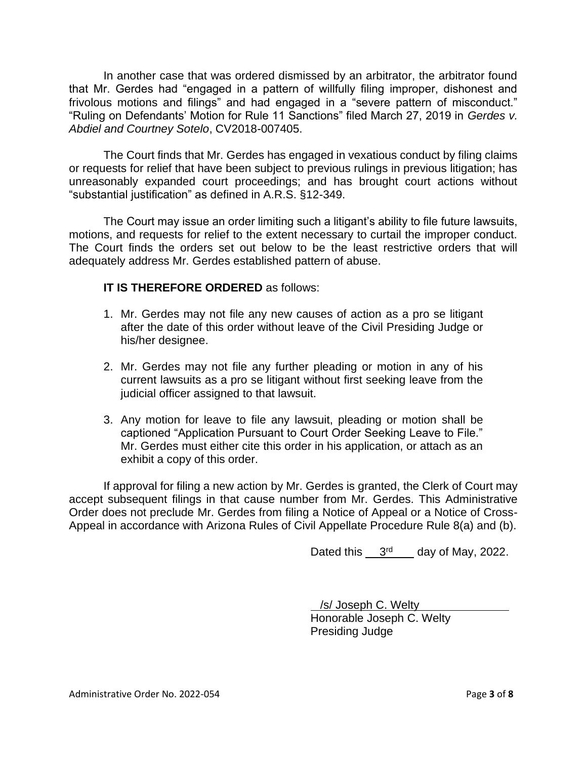In another case that was ordered dismissed by an arbitrator, the arbitrator found that Mr. Gerdes had "engaged in a pattern of willfully filing improper, dishonest and frivolous motions and filings" and had engaged in a "severe pattern of misconduct." "Ruling on Defendants' Motion for Rule 11 Sanctions" filed March 27, 2019 in *Gerdes v. Abdiel and Courtney Sotelo*, CV2018-007405.

The Court finds that Mr. Gerdes has engaged in vexatious conduct by filing claims or requests for relief that have been subject to previous rulings in previous litigation; has unreasonably expanded court proceedings; and has brought court actions without "substantial justification" as defined in A.R.S. §12-349.

The Court may issue an order limiting such a litigant's ability to file future lawsuits, motions, and requests for relief to the extent necessary to curtail the improper conduct. The Court finds the orders set out below to be the least restrictive orders that will adequately address Mr. Gerdes established pattern of abuse.

**IT IS THEREFORE ORDERED** as follows:

1. Mr. Gerdes may not file any new causes of action as a pro se litigant after the date of this order without leave of the Civil Presiding Judge or his/her designee.

2. Mr. Gerdes may not file any further pleading or motion in any of his current lawsuits as a pro se litigant without first seeking leave from the judicial officer assigned to that lawsuit.

3. Any motion for leave to file any lawsuit, pleading or motion shall be captioned "Application Pursuant to Court Order Seeking Leave to File." Mr. Gerdes must either cite this order in his application, or attach as an exhibit a copy of this order.

If approval for filing a new action by Mr. Gerdes is granted, the Clerk of Court may accept subsequent filings in that cause number from Mr. Gerdes. This Administrative Order does not preclude Mr. Gerdes from filing a Notice of Appeal or a Notice of Cross-Appeal in accordance with Arizona Rules of Civil Appellate Procedure Rule 8(a) and (b).

Dated this 3rd day of May, 2022.

/s/ Joseph C. Welty
Honorable Joseph C. Welty
Presiding Judge

Administrative Order No. 2022-054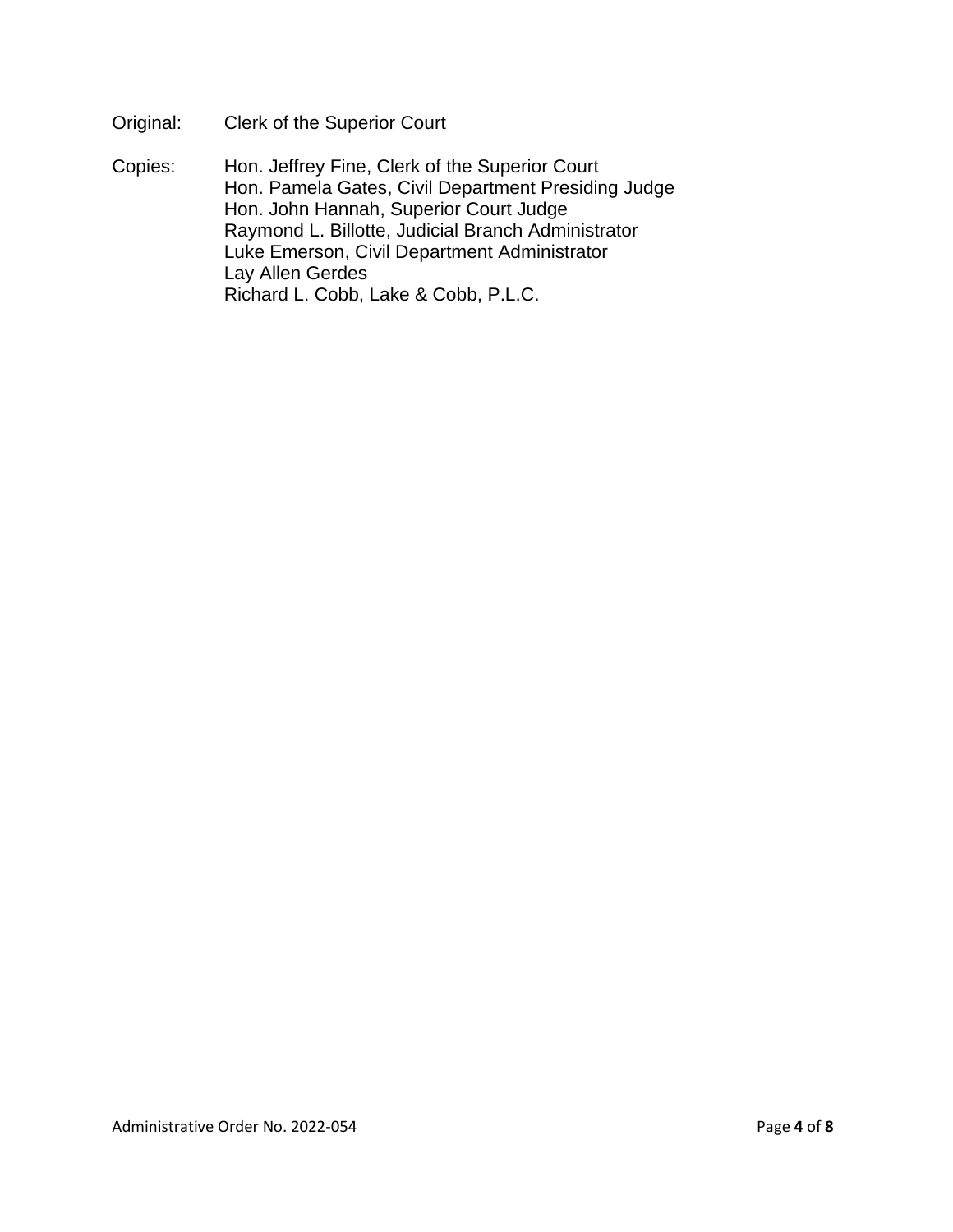Original: Clerk of the Superior Court

Copies: Hon. Jeffrey Fine, Clerk of the Superior Court
Hon. Pamela Gates, Civil Department Presiding Judge
Hon. John Hannah, Superior Court Judge
Raymond L. Billotte, Judicial Branch Administrator
Luke Emerson, Civil Department Administrator
Lay Allen Gerdes
Richard L. Cobb, Lake & Cobb, P.L.C.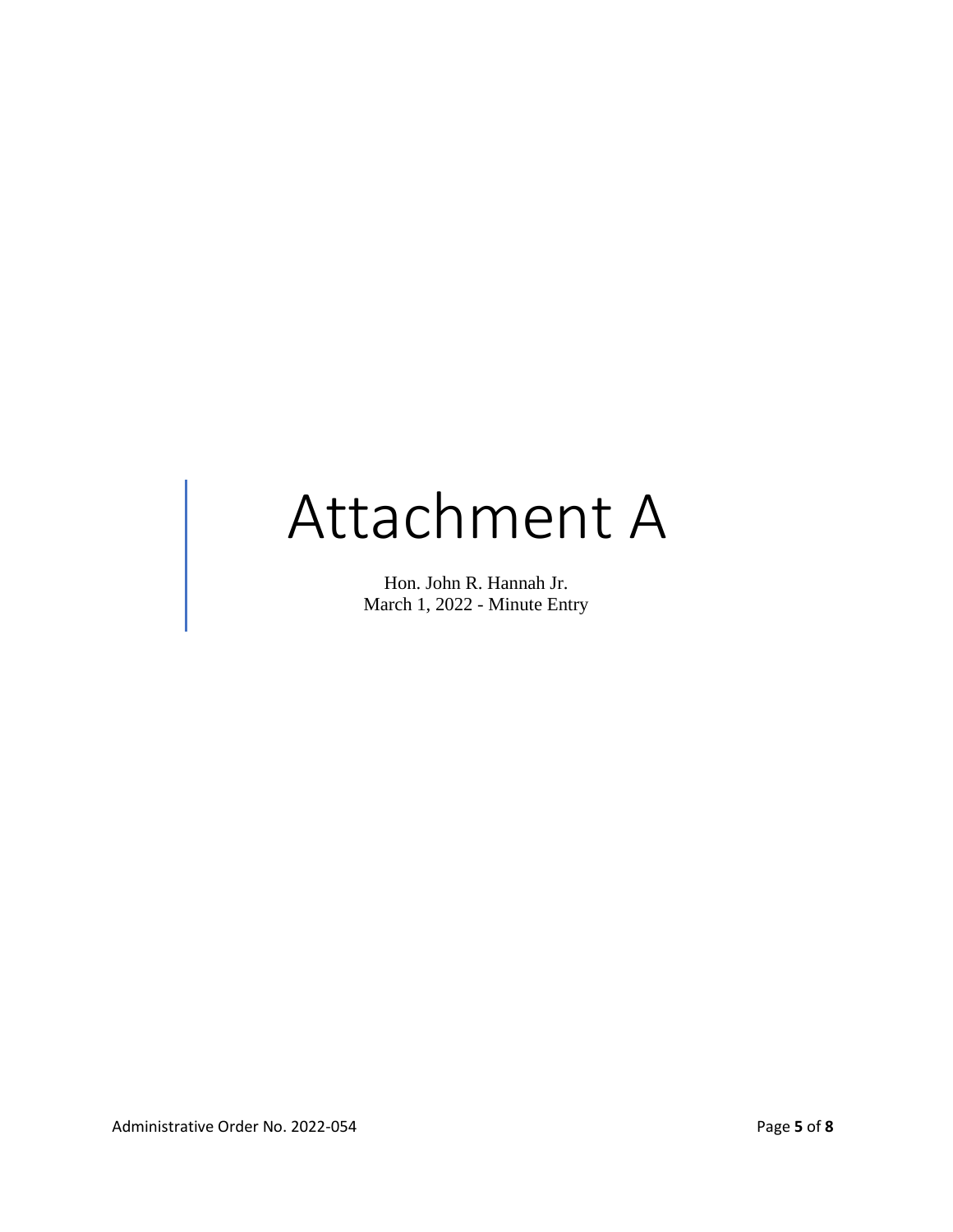# Attachment A

Hon. John R. Hannah Jr.
March 1, 2022 - Minute Entry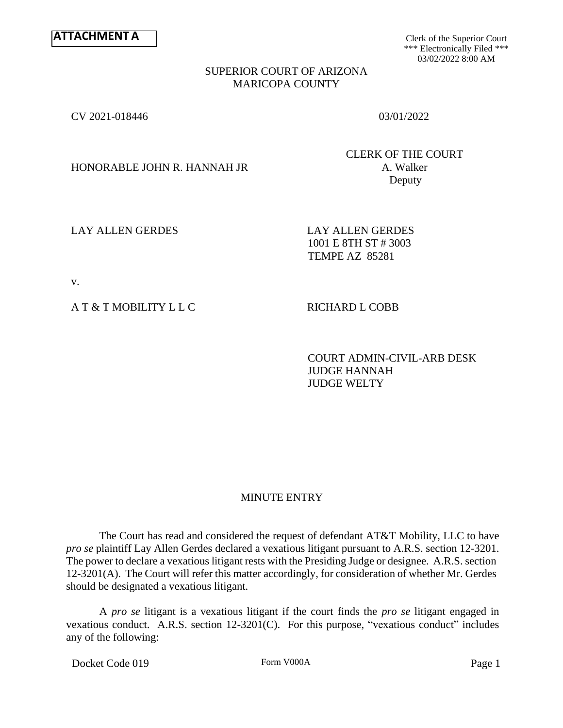**ATTACHMENT A**

Clerk of the Superior Court
\*\*\* Electronically Filed \*\*\*
03/02/2022 8:00 AM

SUPERIOR COURT OF ARIZONA
MARICOPA COUNTY

CV 2021-018446 03/01/2022

HONORABLE JOHN R. HANNAH JR

CLERK OF THE COURT
A. Walker
Deputy

LAY ALLEN GERDES

LAY ALLEN GERDES
1001 E 8TH ST # 3003
TEMPE AZ 85281

v.

A T & T MOBILITY L L C

RICHARD L COBB

COURT ADMIN-CIVIL-ARB DESK
JUDGE HANNAH
JUDGE WELTY

MINUTE ENTRY

The Court has read and considered the request of defendant AT&T Mobility, LLC to have *pro se* plaintiff Lay Allen Gerdes declared a vexatious litigant pursuant to A.R.S. section 12-3201. The power to declare a vexatious litigant rests with the Presiding Judge or designee. A.R.S. section 12-3201(A). The Court will refer this matter accordingly, for consideration of whether Mr. Gerdes should be designated a vexatious litigant.

A *pro se* litigant is a vexatious litigant if the court finds the *pro se* litigant engaged in vexatious conduct. A.R.S. section 12-3201(C). For this purpose, "vexatious conduct" includes any of the following:

Docket Code 019 Form V000A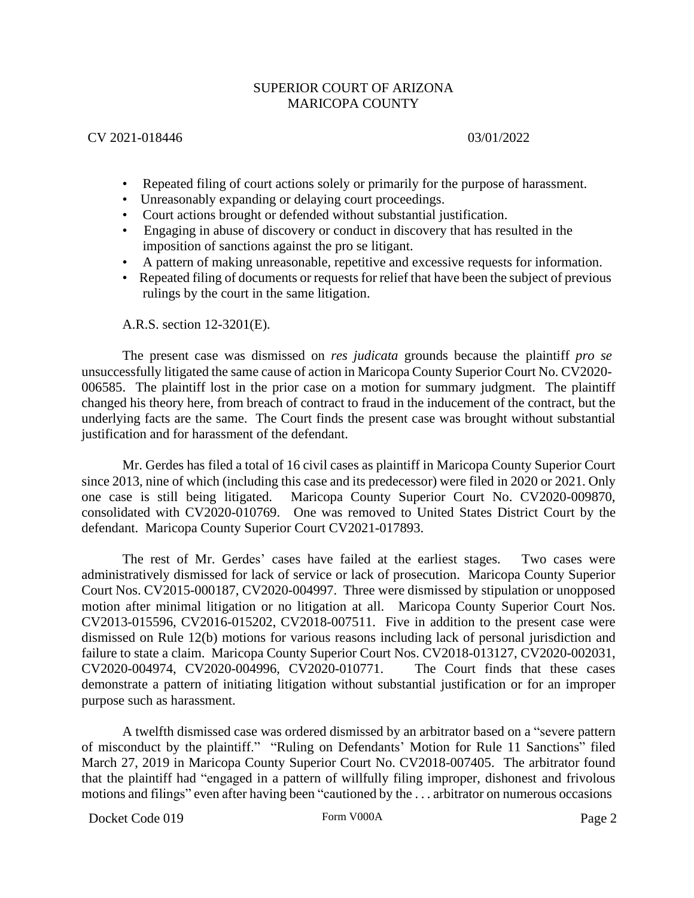- Repeated filing of court actions solely or primarily for the purpose of harassment.
- Unreasonably expanding or delaying court proceedings.
- Court actions brought or defended without substantial justification.
- Engaging in abuse of discovery or conduct in discovery that has resulted in the imposition of sanctions against the pro se litigant.
- A pattern of making unreasonable, repetitive and excessive requests for information.
- Repeated filing of documents or requests for relief that have been the subject of previous rulings by the court in the same litigation.

A.R.S. section 12-3201(E).

The present case was dismissed on *res judicata* grounds because the plaintiff *pro se* unsuccessfully litigated the same cause of action in Maricopa County Superior Court No. CV2020-006585. The plaintiff lost in the prior case on a motion for summary judgment. The plaintiff changed his theory here, from breach of contract to fraud in the inducement of the contract, but the underlying facts are the same. The Court finds the present case was brought without substantial justification and for harassment of the defendant.

Mr. Gerdes has filed a total of 16 civil cases as plaintiff in Maricopa County Superior Court since 2013, nine of which (including this case and its predecessor) were filed in 2020 or 2021. Only one case is still being litigated. Maricopa County Superior Court No. CV2020-009870, consolidated with CV2020-010769. One was removed to United States District Court by the defendant. Maricopa County Superior Court CV2021-017893.

The rest of Mr. Gerdes' cases have failed at the earliest stages. Two cases were administratively dismissed for lack of service or lack of prosecution. Maricopa County Superior Court Nos. CV2015-000187, CV2020-004997. Three were dismissed by stipulation or unopposed motion after minimal litigation or no litigation at all. Maricopa County Superior Court Nos. CV2013-015596, CV2016-015202, CV2018-007511. Five in addition to the present case were dismissed on Rule 12(b) motions for various reasons including lack of personal jurisdiction and failure to state a claim. Maricopa County Superior Court Nos. CV2018-013127, CV2020-002031, CV2020-004974, CV2020-004996, CV2020-010771. The Court finds that these cases demonstrate a pattern of initiating litigation without substantial justification or for an improper purpose such as harassment.

A twelfth dismissed case was ordered dismissed by an arbitrator based on a "severe pattern of misconduct by the plaintiff." "Ruling on Defendants' Motion for Rule 11 Sanctions" filed March 27, 2019 in Maricopa County Superior Court No. CV2018-007405. The arbitrator found that the plaintiff had "engaged in a pattern of willfully filing improper, dishonest and frivolous motions and filings" even after having been "cautioned by the . . . arbitrator on numerous occasions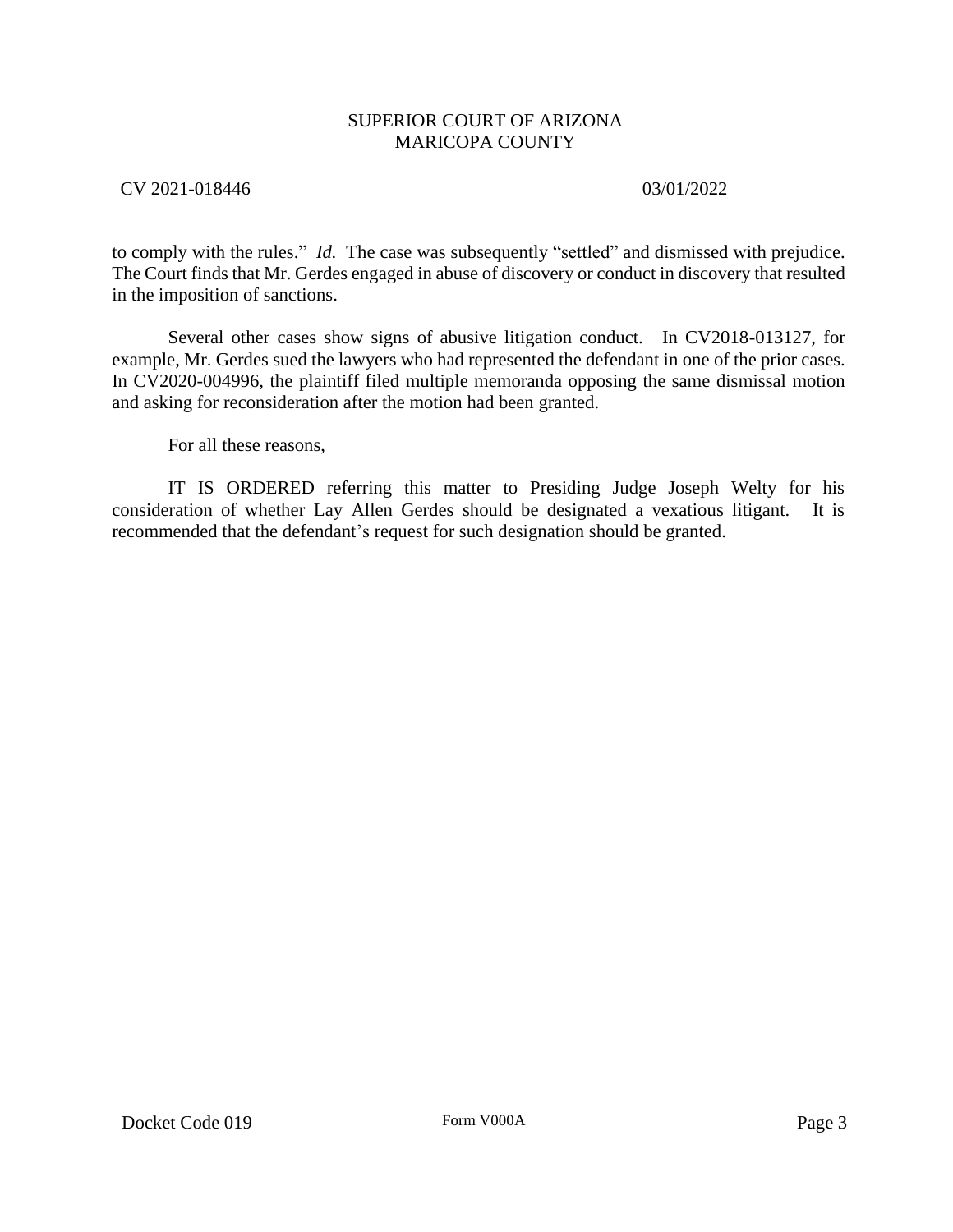to comply with the rules." *Id.* The case was subsequently "settled" and dismissed with prejudice. The Court finds that Mr. Gerdes engaged in abuse of discovery or conduct in discovery that resulted in the imposition of sanctions.

Several other cases show signs of abusive litigation conduct. In CV2018-013127, for example, Mr. Gerdes sued the lawyers who had represented the defendant in one of the prior cases. In CV2020-004996, the plaintiff filed multiple memoranda opposing the same dismissal motion and asking for reconsideration after the motion had been granted.

For all these reasons,

IT IS ORDERED referring this matter to Presiding Judge Joseph Welty for his consideration of whether Lay Allen Gerdes should be designated a vexatious litigant. It is recommended that the defendant's request for such designation should be granted.